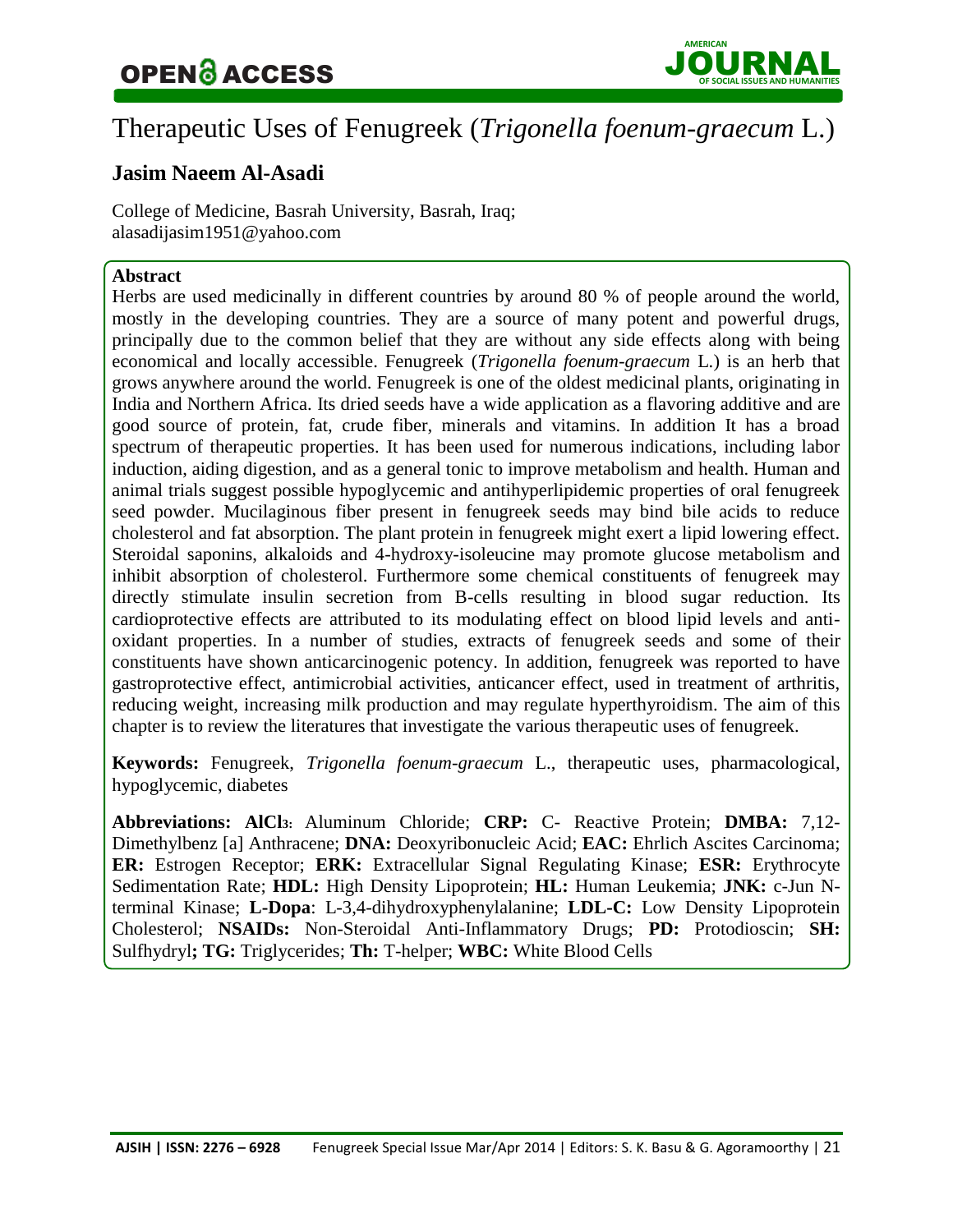# Therapeutic Uses of Fenugreek (*Trigonella foenum-graecum* L.)

**Jasim Naeem Al-Asadi**

College of Medicine, Basrah University, Basrah, Iraq;
alasadijasim1951@yahoo.com

**Abstract**

Herbs are used medicinally in different countries by around 80 % of people around the world, mostly in the developing countries. They are a source of many potent and powerful drugs, principally due to the common belief that they are without any side effects along with being economical and locally accessible. Fenugreek (*Trigonella foenum-graecum* L.) is an herb that grows anywhere around the world. Fenugreek is one of the oldest medicinal plants, originating in India and Northern Africa. Its dried seeds have a wide application as a flavoring additive and are good source of protein, fat, crude fiber, minerals and vitamins. In addition It has a broad spectrum of therapeutic properties. It has been used for numerous indications, including labor induction, aiding digestion, and as a general tonic to improve metabolism and health. Human and animal trials suggest possible hypoglycemic and antihyperlipidemic properties of oral fenugreek seed powder. Mucilaginous fiber present in fenugreek seeds may bind bile acids to reduce cholesterol and fat absorption. The plant protein in fenugreek might exert a lipid lowering effect. Steroidal saponins, alkaloids and 4-hydroxy-isoleucine may promote glucose metabolism and inhibit absorption of cholesterol. Furthermore some chemical constituents of fenugreek may directly stimulate insulin secretion from B-cells resulting in blood sugar reduction. Its cardioprotective effects are attributed to its modulating effect on blood lipid levels and anti-oxidant properties. In a number of studies, extracts of fenugreek seeds and some of their constituents have shown anticarcinogenic potency. In addition, fenugreek was reported to have gastroprotective effect, antimicrobial activities, anticancer effect, used in treatment of arthritis, reducing weight, increasing milk production and may regulate hyperthyroidism. The aim of this chapter is to review the literatures that investigate the various therapeutic uses of fenugreek.

**Keywords:** Fenugreek, *Trigonella foenum-graecum* L., therapeutic uses, pharmacological, hypoglycemic, diabetes

**Abbreviations: $AlCl_3$:** Aluminum Chloride; **CRP:** C- Reactive Protein; **DMBA:** 7,12-Dimethylbenz [a] Anthracene; **DNA:** Deoxyribonucleic Acid; **EAC:** Ehrlich Ascites Carcinoma; **ER:** Estrogen Receptor; **ERK:** Extracellular Signal Regulating Kinase; **ESR:** Erythrocyte Sedimentation Rate; **HDL:** High Density Lipoprotein; **HL:** Human Leukemia; **JNK:** c-Jun N-terminal Kinase; **L-Dopa**: L-3,4-dihydroxyphenylalanine; **LDL-C:** Low Density Lipoprotein Cholesterol; **NSAIDs:** Non-Steroidal Anti-Inflammatory Drugs; **PD:** Protodioscin; **SH:** Sulfhydryl**; TG:** Triglycerides; **Th:** T-helper; **WBC:** White Blood Cells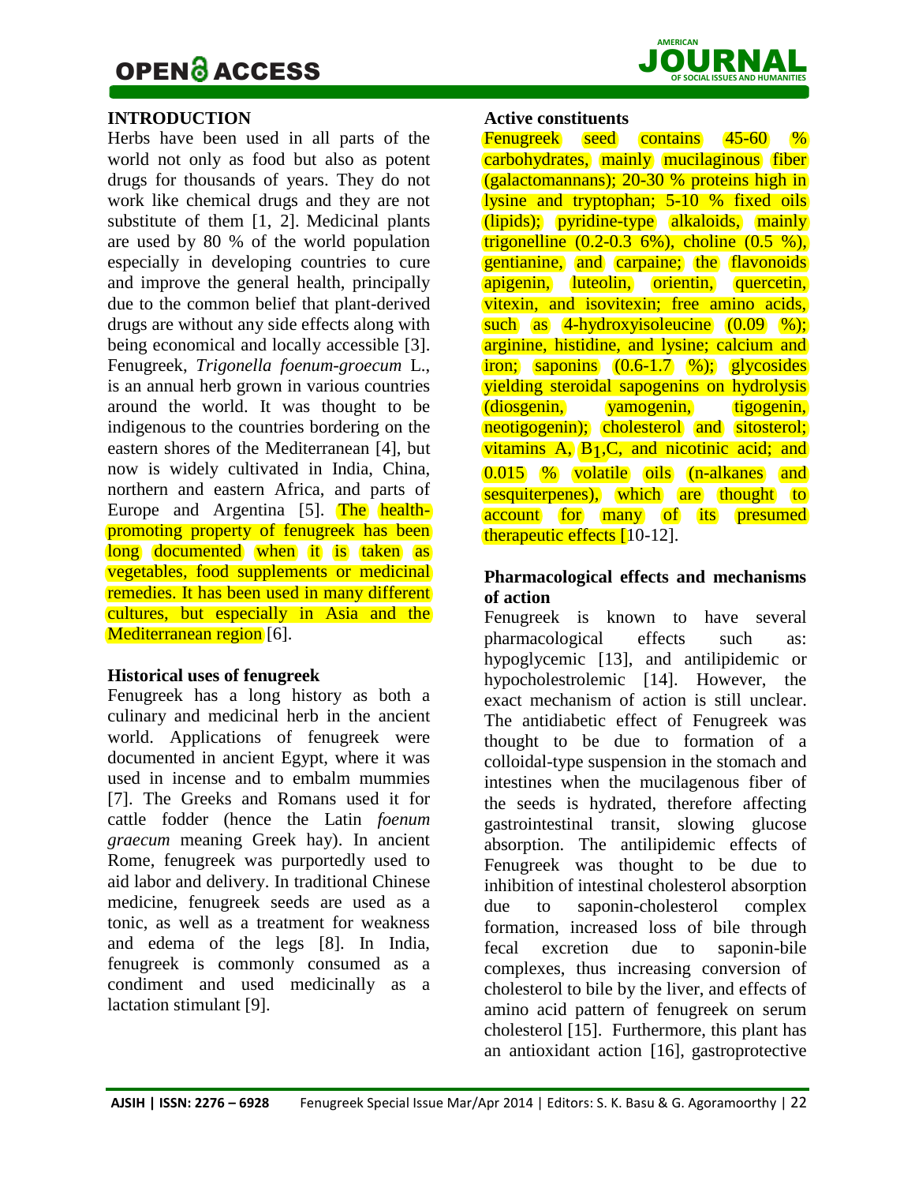## INTRODUCTION

Herbs have been used in all parts of the world not only as food but also as potent drugs for thousands of years. They do not work like chemical drugs and they are not substitute of them [1, 2]. Medicinal plants are used by 80 % of the world population especially in developing countries to cure and improve the general health, principally due to the common belief that plant-derived drugs are without any side effects along with being economical and locally accessible [3]. Fenugreek, *Trigonella foenum-groecum* L., is an annual herb grown in various countries around the world. It was thought to be indigenous to the countries bordering on the eastern shores of the Mediterranean [4], but now is widely cultivated in India, China, northern and eastern Africa, and parts of Europe and Argentina [5]. The health-promoting property of fenugreek has been long documented when it is taken as vegetables, food supplements or medicinal remedies. It has been used in many different cultures, but especially in Asia and the Mediterranean region [6].

## Historical uses of fenugreek

Fenugreek has a long history as both a culinary and medicinal herb in the ancient world. Applications of fenugreek were documented in ancient Egypt, where it was used in incense and to embalm mummies [7]. The Greeks and Romans used it for cattle fodder (hence the Latin *foenum graecum* meaning Greek hay). In ancient Rome, fenugreek was purportedly used to aid labor and delivery. In traditional Chinese medicine, fenugreek seeds are used as a tonic, as well as a treatment for weakness and edema of the legs [8]. In India, fenugreek is commonly consumed as a condiment and used medicinally as a lactation stimulant [9].

## Active constituents

Fenugreek seed contains 45-60 % carbohydrates, mainly mucilaginous fiber (galactomannans); 20-30 % proteins high in lysine and tryptophan; 5-10 % fixed oils (lipids); pyridine-type alkaloids, mainly trigonelline (0.2-0.3 6%), choline (0.5 %), gentianine, and carpaine; the flavonoids apigenin, luteolin, orientin, quercetin, vitexin, and isovitexin; free amino acids, such as 4-hydroxyisoleucine (0.09 %); arginine, histidine, and lysine; calcium and iron; saponins (0.6-1.7 %); glycosides yielding steroidal sapogenins on hydrolysis (diosgenin, yamogenin, tigogenin, neotigogenin); cholesterol and sitosterol; vitamins A, $B_1$,C, and nicotinic acid; and 0.015 % volatile oils (n-alkanes and sesquiterpenes), which are thought to account for many of its presumed therapeutic effects [10-12].

## Pharmacological effects and mechanisms of action

Fenugreek is known to have several pharmacological effects such as: hypoglycemic [13], and antilipidemic or hypocholestrolemic [14]. However, the exact mechanism of action is still unclear. The antidiabetic effect of Fenugreek was thought to be due to formation of a colloidal-type suspension in the stomach and intestines when the mucilagenous fiber of the seeds is hydrated, therefore affecting gastrointestinal transit, slowing glucose absorption. The antilipidemic effects of Fenugreek was thought to be due to inhibition of intestinal cholesterol absorption due to saponin-cholesterol complex formation, increased loss of bile through fecal excretion due to saponin-bile complexes, thus increasing conversion of cholesterol to bile by the liver, and effects of amino acid pattern of fenugreek on serum cholesterol [15]. Furthermore, this plant has an antioxidant action [16], gastroprotective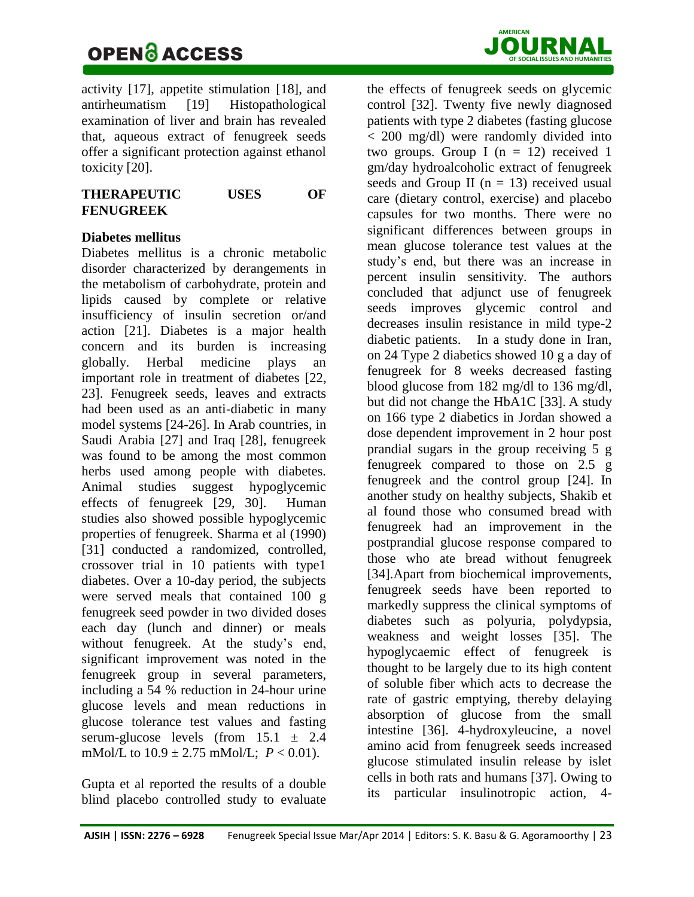activity [17], appetite stimulation [18], and antirheumatism [19] Histopathological examination of liver and brain has revealed that, aqueous extract of fenugreek seeds offer a significant protection against ethanol toxicity [20].

## THERAPEUTIC USES OF FENUGREEK

### Diabetes mellitus

Diabetes mellitus is a chronic metabolic disorder characterized by derangements in the metabolism of carbohydrate, protein and lipids caused by complete or relative insufficiency of insulin secretion or/and action [21]. Diabetes is a major health concern and its burden is increasing globally. Herbal medicine plays an important role in treatment of diabetes [22, 23]. Fenugreek seeds, leaves and extracts had been used as an anti-diabetic in many model systems [24-26]. In Arab countries, in Saudi Arabia [27] and Iraq [28], fenugreek was found to be among the most common herbs used among people with diabetes. Animal studies suggest hypoglycemic effects of fenugreek [29, 30]. Human studies also showed possible hypoglycemic properties of fenugreek. Sharma et al (1990) [31] conducted a randomized, controlled, crossover trial in 10 patients with type1 diabetes. Over a 10-day period, the subjects were served meals that contained 100 g fenugreek seed powder in two divided doses each day (lunch and dinner) or meals without fenugreek. At the study's end, significant improvement was noted in the fenugreek group in several parameters, including a 54 % reduction in 24-hour urine glucose levels and mean reductions in glucose tolerance test values and fasting serum-glucose levels (from $15.1 \pm 2.4$ mMol/L to $10.9 \pm 2.75$ mMol/L; $P < 0.01$).

Gupta et al reported the results of a double blind placebo controlled study to evaluate the effects of fenugreek seeds on glycemic control [32]. Twenty five newly diagnosed patients with type 2 diabetes (fasting glucose < 200 mg/dl) were randomly divided into two groups. Group I ($n = 12$) received 1 gm/day hydroalcoholic extract of fenugreek seeds and Group II ($n = 13$) received usual care (dietary control, exercise) and placebo capsules for two months. There were no significant differences between groups in mean glucose tolerance test values at the study's end, but there was an increase in percent insulin sensitivity. The authors concluded that adjunct use of fenugreek seeds improves glycemic control and decreases insulin resistance in mild type-2 diabetic patients. In a study done in Iran, on 24 Type 2 diabetics showed 10 g a day of fenugreek for 8 weeks decreased fasting blood glucose from 182 mg/dl to 136 mg/dl, but did not change the HbA1C [33]. A study on 166 type 2 diabetics in Jordan showed a dose dependent improvement in 2 hour post prandial sugars in the group receiving 5 g fenugreek compared to those on 2.5 g fenugreek and the control group [24]. In another study on healthy subjects, Shakib et al found those who consumed bread with fenugreek had an improvement in the postprandial glucose response compared to those who ate bread without fenugreek [34].Apart from biochemical improvements, fenugreek seeds have been reported to markedly suppress the clinical symptoms of diabetes such as polyuria, polydypsia, weakness and weight losses [35]. The hypoglycaemic effect of fenugreek is thought to be largely due to its high content of soluble fiber which acts to decrease the rate of gastric emptying, thereby delaying absorption of glucose from the small intestine [36]. 4-hydroxyleucine, a novel amino acid from fenugreek seeds increased glucose stimulated insulin release by islet cells in both rats and humans [37]. Owing to its particular insulinotropic action, 4-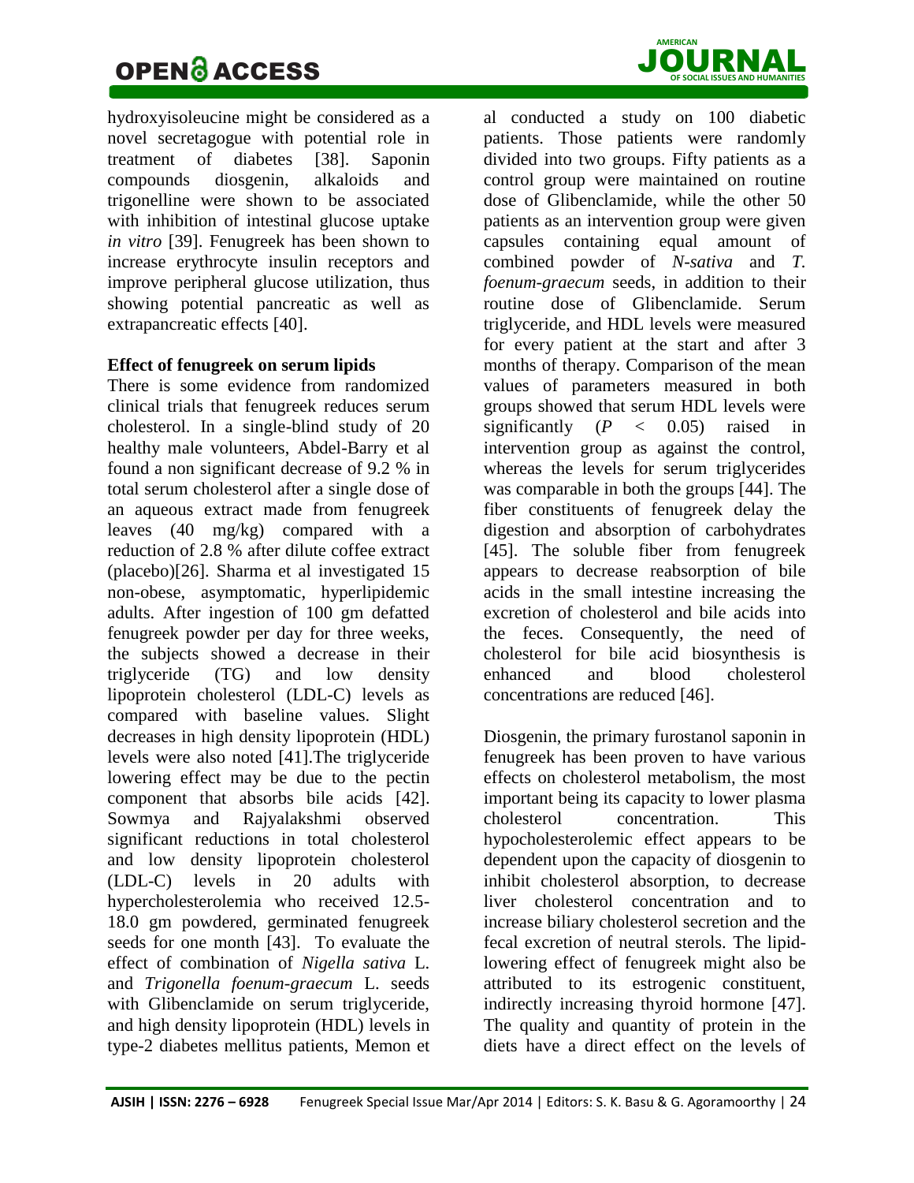hydroxyisoleucine might be considered as a novel secretagogue with potential role in treatment of diabetes [38]. Saponin compounds diosgenin, alkaloids and trigonelline were shown to be associated with inhibition of intestinal glucose uptake *in vitro* [39]. Fenugreek has been shown to increase erythrocyte insulin receptors and improve peripheral glucose utilization, thus showing potential pancreatic as well as extrapancreatic effects [40].

**Effect of fenugreek on serum lipids**

There is some evidence from randomized clinical trials that fenugreek reduces serum cholesterol. In a single-blind study of 20 healthy male volunteers, Abdel-Barry et al found a non significant decrease of 9.2 % in total serum cholesterol after a single dose of an aqueous extract made from fenugreek leaves (40 mg/kg) compared with a reduction of 2.8 % after dilute coffee extract (placebo)[26]. Sharma et al investigated 15 non-obese, asymptomatic, hyperlipidemic adults. After ingestion of 100 gm defatted fenugreek powder per day for three weeks, the subjects showed a decrease in their triglyceride (TG) and low density lipoprotein cholesterol (LDL-C) levels as compared with baseline values. Slight decreases in high density lipoprotein (HDL) levels were also noted [41].The triglyceride lowering effect may be due to the pectin component that absorbs bile acids [42]. Sowmya and Rajyalakshmi observed significant reductions in total cholesterol and low density lipoprotein cholesterol (LDL-C) levels in 20 adults with hypercholesterolemia who received 12.5-18.0 gm powdered, germinated fenugreek seeds for one month [43]. To evaluate the effect of combination of *Nigella sativa* L. and *Trigonella foenum-graecum* L. seeds with Glibenclamide on serum triglyceride, and high density lipoprotein (HDL) levels in type-2 diabetes mellitus patients, Memon et al conducted a study on 100 diabetic patients. Those patients were randomly divided into two groups. Fifty patients as a control group were maintained on routine dose of Glibenclamide, while the other 50 patients as an intervention group were given capsules containing equal amount of combined powder of *N-sativa* and *T. foenum-graecum* seeds, in addition to their routine dose of Glibenclamide. Serum triglyceride, and HDL levels were measured for every patient at the start and after 3 months of therapy. Comparison of the mean values of parameters measured in both groups showed that serum HDL levels were significantly ($P < 0.05$) raised in intervention group as against the control, whereas the levels for serum triglycerides was comparable in both the groups [44]. The fiber constituents of fenugreek delay the digestion and absorption of carbohydrates [45]. The soluble fiber from fenugreek appears to decrease reabsorption of bile acids in the small intestine increasing the excretion of cholesterol and bile acids into the feces. Consequently, the need of cholesterol for bile acid biosynthesis is enhanced and blood cholesterol concentrations are reduced [46].

Diosgenin, the primary furostanol saponin in fenugreek has been proven to have various effects on cholesterol metabolism, the most important being its capacity to lower plasma cholesterol concentration. This hypocholesterolemic effect appears to be dependent upon the capacity of diosgenin to inhibit cholesterol absorption, to decrease liver cholesterol concentration and to increase biliary cholesterol secretion and the fecal excretion of neutral sterols. The lipid-lowering effect of fenugreek might also be attributed to its estrogenic constituent, indirectly increasing thyroid hormone [47]. The quality and quantity of protein in the diets have a direct effect on the levels of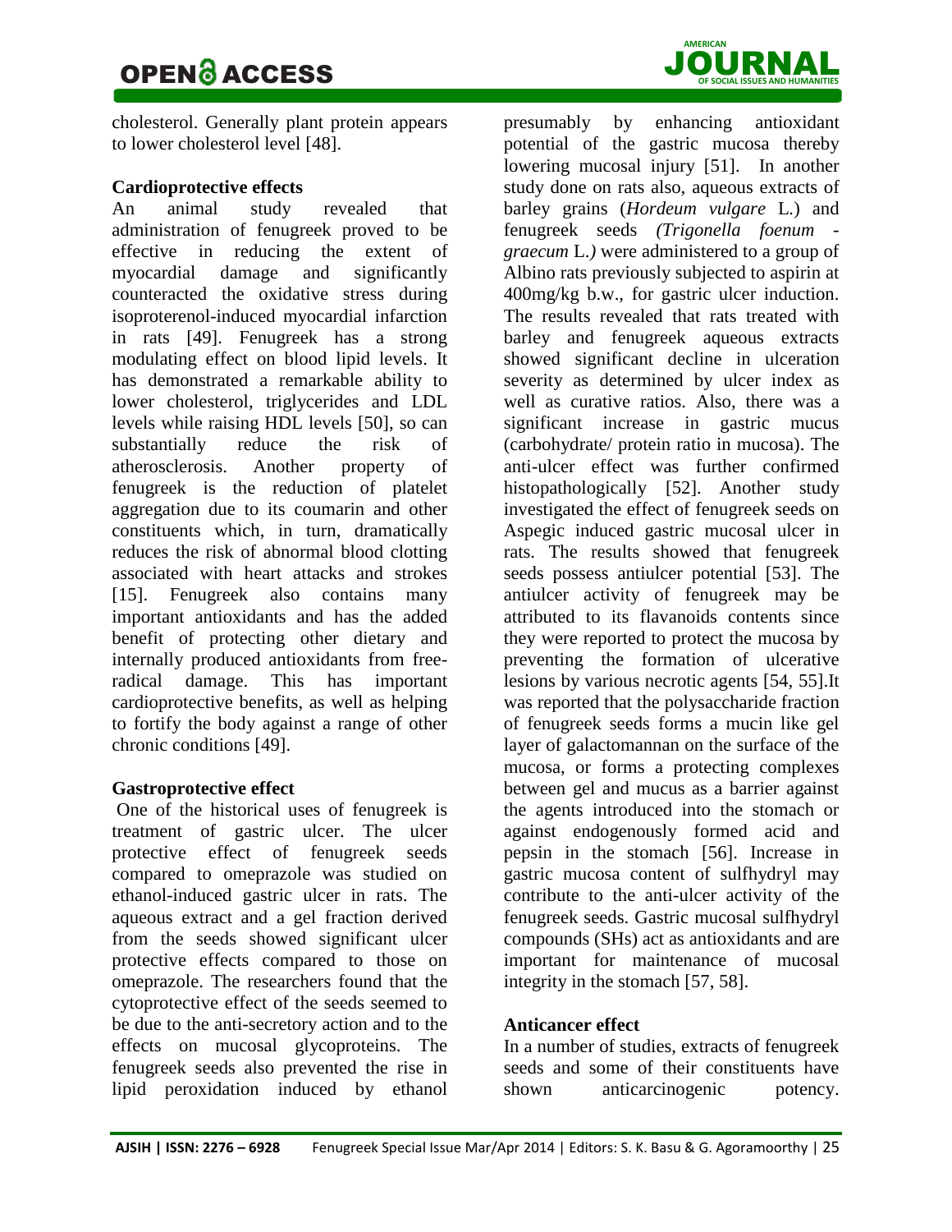cholesterol. Generally plant protein appears to lower cholesterol level [48].

**Cardioprotective effects**

An animal study revealed that administration of fenugreek proved to be effective in reducing the extent of myocardial damage and significantly counteracted the oxidative stress during isoproterenol-induced myocardial infarction in rats [49]. Fenugreek has a strong modulating effect on blood lipid levels. It has demonstrated a remarkable ability to lower cholesterol, triglycerides and LDL levels while raising HDL levels [50], so can substantially reduce the risk of atherosclerosis. Another property of fenugreek is the reduction of platelet aggregation due to its coumarin and other constituents which, in turn, dramatically reduces the risk of abnormal blood clotting associated with heart attacks and strokes [15]. Fenugreek also contains many important antioxidants and has the added benefit of protecting other dietary and internally produced antioxidants from free-radical damage. This has important cardioprotective benefits, as well as helping to fortify the body against a range of other chronic conditions [49].

**Gastroprotective effect**

One of the historical uses of fenugreek is treatment of gastric ulcer. The ulcer protective effect of fenugreek seeds compared to omeprazole was studied on ethanol-induced gastric ulcer in rats. The aqueous extract and a gel fraction derived from the seeds showed significant ulcer protective effects compared to those on omeprazole. The researchers found that the cytoprotective effect of the seeds seemed to be due to the anti-secretory action and to the effects on mucosal glycoproteins. The fenugreek seeds also prevented the rise in lipid peroxidation induced by ethanol presumably by enhancing antioxidant potential of the gastric mucosa thereby lowering mucosal injury [51]. In another study done on rats also, aqueous extracts of barley grains (*Hordeum vulgare* L.) and fenugreek seeds *(Trigonella foenum - graecum* L.*)* were administered to a group of Albino rats previously subjected to aspirin at 400mg/kg b.w., for gastric ulcer induction. The results revealed that rats treated with barley and fenugreek aqueous extracts showed significant decline in ulceration severity as determined by ulcer index as well as curative ratios. Also, there was a significant increase in gastric mucus (carbohydrate/ protein ratio in mucosa). The anti-ulcer effect was further confirmed histopathologically [52]. Another study investigated the effect of fenugreek seeds on Aspegic induced gastric mucosal ulcer in rats. The results showed that fenugreek seeds possess antiulcer potential [53]. The antiulcer activity of fenugreek may be attributed to its flavanoids contents since they were reported to protect the mucosa by preventing the formation of ulcerative lesions by various necrotic agents [54, 55].It was reported that the polysaccharide fraction of fenugreek seeds forms a mucin like gel layer of galactomannan on the surface of the mucosa, or forms a protecting complexes between gel and mucus as a barrier against the agents introduced into the stomach or against endogenously formed acid and pepsin in the stomach [56]. Increase in gastric mucosa content of sulfhydryl may contribute to the anti-ulcer activity of the fenugreek seeds. Gastric mucosal sulfhydryl compounds (SHs) act as antioxidants and are important for maintenance of mucosal integrity in the stomach [57, 58].

**Anticancer effect**

In a number of studies, extracts of fenugreek seeds and some of their constituents have shown anticarcinogenic potency.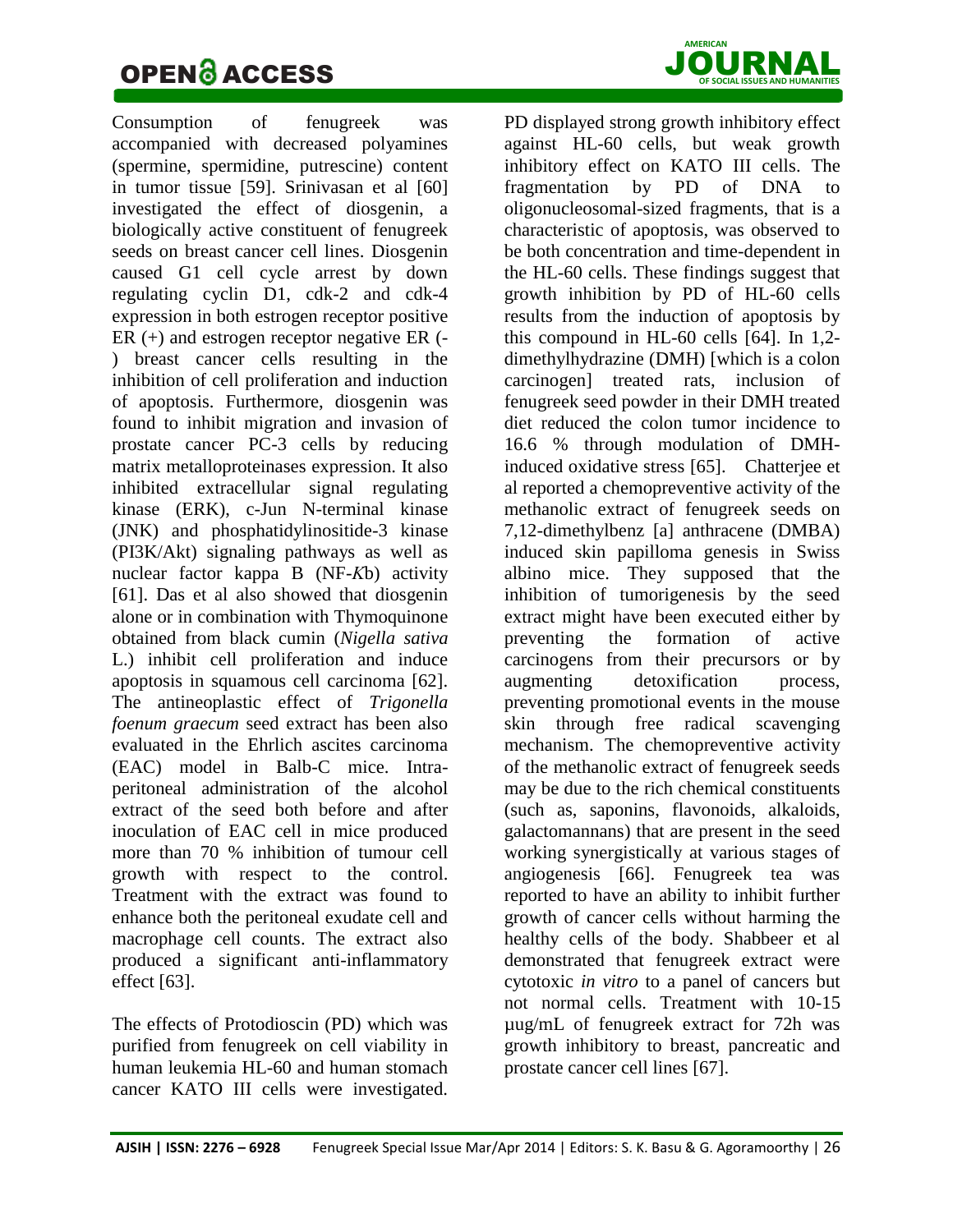Consumption of fenugreek was accompanied with decreased polyamines (spermine, spermidine, putrescine) content in tumor tissue [59]. Srinivasan et al [60] investigated the effect of diosgenin, a biologically active constituent of fenugreek seeds on breast cancer cell lines. Diosgenin caused G1 cell cycle arrest by down regulating cyclin D1, cdk-2 and cdk-4 expression in both estrogen receptor positive ER (+) and estrogen receptor negative ER (-) breast cancer cells resulting in the inhibition of cell proliferation and induction of apoptosis. Furthermore, diosgenin was found to inhibit migration and invasion of prostate cancer PC-3 cells by reducing matrix metalloproteinases expression. It also inhibited extracellular signal regulating kinase (ERK), c-Jun N-terminal kinase (JNK) and phosphatidylinositide-3 kinase (PI3K/Akt) signaling pathways as well as nuclear factor kappa B (NF-*K*b) activity [61]. Das et al also showed that diosgenin alone or in combination with Thymoquinone obtained from black cumin (*Nigella sativa* L.) inhibit cell proliferation and induce apoptosis in squamous cell carcinoma [62]. The antineoplastic effect of *Trigonella foenum graecum* seed extract has been also evaluated in the Ehrlich ascites carcinoma (EAC) model in Balb-C mice. Intra-peritoneal administration of the alcohol extract of the seed both before and after inoculation of EAC cell in mice produced more than 70 % inhibition of tumour cell growth with respect to the control. Treatment with the extract was found to enhance both the peritoneal exudate cell and macrophage cell counts. The extract also produced a significant anti-inflammatory effect [63].

The effects of Protodioscin (PD) which was purified from fenugreek on cell viability in human leukemia HL-60 and human stomach cancer KATO III cells were investigated. PD displayed strong growth inhibitory effect against HL-60 cells, but weak growth inhibitory effect on KATO III cells. The fragmentation by PD of DNA to oligonucleosomal-sized fragments, that is a characteristic of apoptosis, was observed to be both concentration and time-dependent in the HL-60 cells. These findings suggest that growth inhibition by PD of HL-60 cells results from the induction of apoptosis by this compound in HL-60 cells [64]. In 1,2-dimethylhydrazine (DMH) [which is a colon carcinogen] treated rats, inclusion of fenugreek seed powder in their DMH treated diet reduced the colon tumor incidence to 16.6 % through modulation of DMH-induced oxidative stress [65]. Chatterjee et al reported a chemopreventive activity of the methanolic extract of fenugreek seeds on 7,12-dimethylbenz [a] anthracene (DMBA) induced skin papilloma genesis in Swiss albino mice. They supposed that the inhibition of tumorigenesis by the seed extract might have been executed either by preventing the formation of active carcinogens from their precursors or by augmenting detoxification process, preventing promotional events in the mouse skin through free radical scavenging mechanism. The chemopreventive activity of the methanolic extract of fenugreek seeds may be due to the rich chemical constituents (such as, saponins, flavonoids, alkaloids, galactomannans) that are present in the seed working synergistically at various stages of angiogenesis [66]. Fenugreek tea was reported to have an ability to inhibit further growth of cancer cells without harming the healthy cells of the body. Shabbeer et al demonstrated that fenugreek extract were cytotoxic *in vitro* to a panel of cancers but not normal cells. Treatment with 10-15 µug/mL of fenugreek extract for 72h was growth inhibitory to breast, pancreatic and prostate cancer cell lines [67].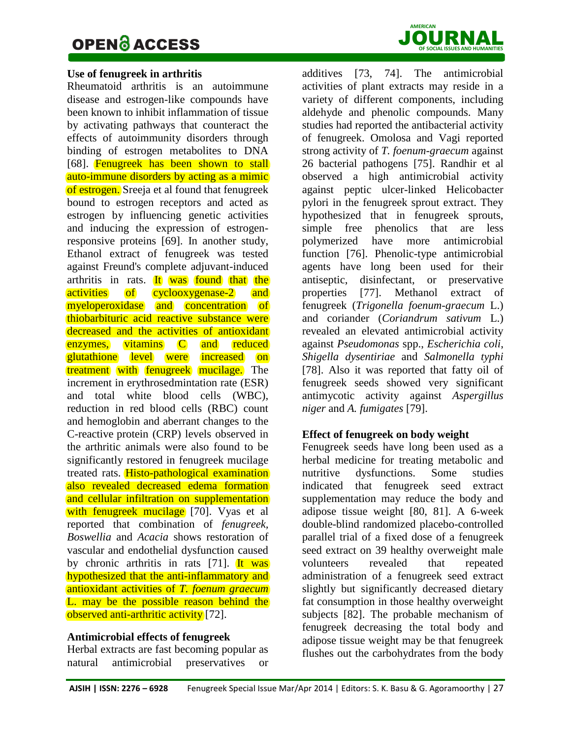### Use of fenugreek in arthritis

Rheumatoid arthritis is an autoimmune disease and estrogen-like compounds have been known to inhibit inflammation of tissue by activating pathways that counteract the effects of autoimmunity disorders through binding of estrogen metabolites to DNA [68]. Fenugreek has been shown to stall auto-immune disorders by acting as a mimic of estrogen. Sreeja et al found that fenugreek bound to estrogen receptors and acted as estrogen by influencing genetic activities and inducing the expression of estrogen-responsive proteins [69]. In another study, Ethanol extract of fenugreek was tested against Freund's complete adjuvant-induced arthritis in rats. It was found that the activities of cyclooxygenase-2 and myeloperoxidase and concentration of thiobarbituric acid reactive substance were decreased and the activities of antioxidant enzymes, vitamins C and reduced glutathione level were increased on treatment with fenugreek mucilage. The increment in erythrosedmintation rate (ESR) and total white blood cells (WBC), reduction in red blood cells (RBC) count and hemoglobin and aberrant changes to the C-reactive protein (CRP) levels observed in the arthritic animals were also found to be significantly restored in fenugreek mucilage treated rats. Histo-pathological examination also revealed decreased edema formation and cellular infiltration on supplementation with fenugreek mucilage [70]. Vyas et al reported that combination of *fenugreek, Boswellia* and *Acacia* shows restoration of vascular and endothelial dysfunction caused by chronic arthritis in rats [71]. It was hypothesized that the anti-inflammatory and antioxidant activities of *T. foenum graecum* L. may be the possible reason behind the observed anti-arthritic activity [72].

### Antimicrobial effects of fenugreek

Herbal extracts are fast becoming popular as natural antimicrobial preservatives or additives [73, 74]. The antimicrobial activities of plant extracts may reside in a variety of different components, including aldehyde and phenolic compounds. Many studies had reported the antibacterial activity of fenugreek. Omolosa and Vagi reported strong activity of *T. foenum-graecum* against 26 bacterial pathogens [75]. Randhir et al observed a high antimicrobial activity against peptic ulcer-linked Helicobacter pylori in the fenugreek sprout extract. They hypothesized that in fenugreek sprouts, simple free phenolics that are less polymerized have more antimicrobial function [76]. Phenolic-type antimicrobial agents have long been used for their antiseptic, disinfectant, or preservative properties [77]. Methanol extract of fenugreek (*Trigonella foenum-graecum* L.) and coriander (*Coriandrum sativum* L.) revealed an elevated antimicrobial activity against *Pseudomonas* spp., *Escherichia coli*, *Shigella dysentiriae* and *Salmonella typhi* [78]. Also it was reported that fatty oil of fenugreek seeds showed very significant antimycotic activity against *Aspergillus niger* and *A. fumigates* [79].

### Effect of fenugreek on body weight

Fenugreek seeds have long been used as a herbal medicine for treating metabolic and nutritive dysfunctions. Some studies indicated that fenugreek seed extract supplementation may reduce the body and adipose tissue weight [80, 81]. A 6-week double-blind randomized placebo-controlled parallel trial of a fixed dose of a fenugreek seed extract on 39 healthy overweight male volunteers revealed that repeated administration of a fenugreek seed extract slightly but significantly decreased dietary fat consumption in those healthy overweight subjects [82]. The probable mechanism of fenugreek decreasing the total body and adipose tissue weight may be that fenugreek flushes out the carbohydrates from the body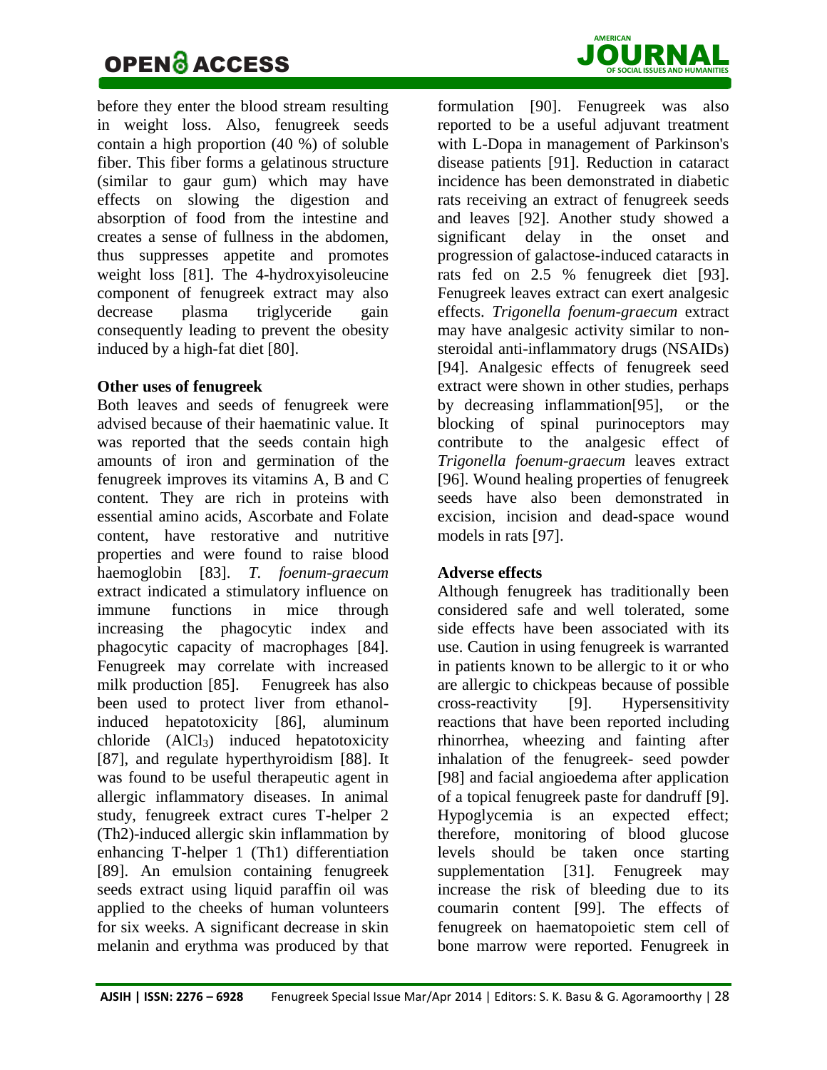before they enter the blood stream resulting in weight loss. Also, fenugreek seeds contain a high proportion (40 %) of soluble fiber. This fiber forms a gelatinous structure (similar to gaur gum) which may have effects on slowing the digestion and absorption of food from the intestine and creates a sense of fullness in the abdomen, thus suppresses appetite and promotes weight loss [81]. The 4-hydroxyisoleucine component of fenugreek extract may also decrease plasma triglyceride gain consequently leading to prevent the obesity induced by a high-fat diet [80].

**Other uses of fenugreek**

Both leaves and seeds of fenugreek were advised because of their haematinic value. It was reported that the seeds contain high amounts of iron and germination of the fenugreek improves its vitamins A, B and C content. They are rich in proteins with essential amino acids, Ascorbate and Folate content, have restorative and nutritive properties and were found to raise blood haemoglobin [83]. *T. foenum-graecum* extract indicated a stimulatory influence on immune functions in mice through increasing the phagocytic index and phagocytic capacity of macrophages [84]. Fenugreek may correlate with increased milk production [85]. Fenugreek has also been used to protect liver from ethanol-induced hepatotoxicity [86], aluminum chloride ($AlCl_3$) induced hepatotoxicity [87], and regulate hyperthyroidism [88]. It was found to be useful therapeutic agent in allergic inflammatory diseases. In animal study, fenugreek extract cures T-helper 2 (Th2)-induced allergic skin inflammation by enhancing T-helper 1 (Th1) differentiation [89]. An emulsion containing fenugreek seeds extract using liquid paraffin oil was applied to the cheeks of human volunteers for six weeks. A significant decrease in skin melanin and erythma was produced by that formulation [90]. Fenugreek was also reported to be a useful adjuvant treatment with L-Dopa in management of Parkinson's disease patients [91]. Reduction in cataract incidence has been demonstrated in diabetic rats receiving an extract of fenugreek seeds and leaves [92]. Another study showed a significant delay in the onset and progression of galactose-induced cataracts in rats fed on 2.5 % fenugreek diet [93]. Fenugreek leaves extract can exert analgesic effects. *Trigonella foenum-graecum* extract may have analgesic activity similar to non-steroidal anti-inflammatory drugs (NSAIDs) [94]. Analgesic effects of fenugreek seed extract were shown in other studies, perhaps by decreasing inflammation[95], or the blocking of spinal purinoceptors may contribute to the analgesic effect of *Trigonella foenum-graecum* leaves extract [96]. Wound healing properties of fenugreek seeds have also been demonstrated in excision, incision and dead-space wound models in rats [97].

**Adverse effects**

Although fenugreek has traditionally been considered safe and well tolerated, some side effects have been associated with its use. Caution in using fenugreek is warranted in patients known to be allergic to it or who are allergic to chickpeas because of possible cross-reactivity [9]. Hypersensitivity reactions that have been reported including rhinorrhea, wheezing and fainting after inhalation of the fenugreek- seed powder [98] and facial angioedema after application of a topical fenugreek paste for dandruff [9]. Hypoglycemia is an expected effect; therefore, monitoring of blood glucose levels should be taken once starting supplementation [31]. Fenugreek may increase the risk of bleeding due to its coumarin content [99]. The effects of fenugreek on haematopoietic stem cell of bone marrow were reported. Fenugreek in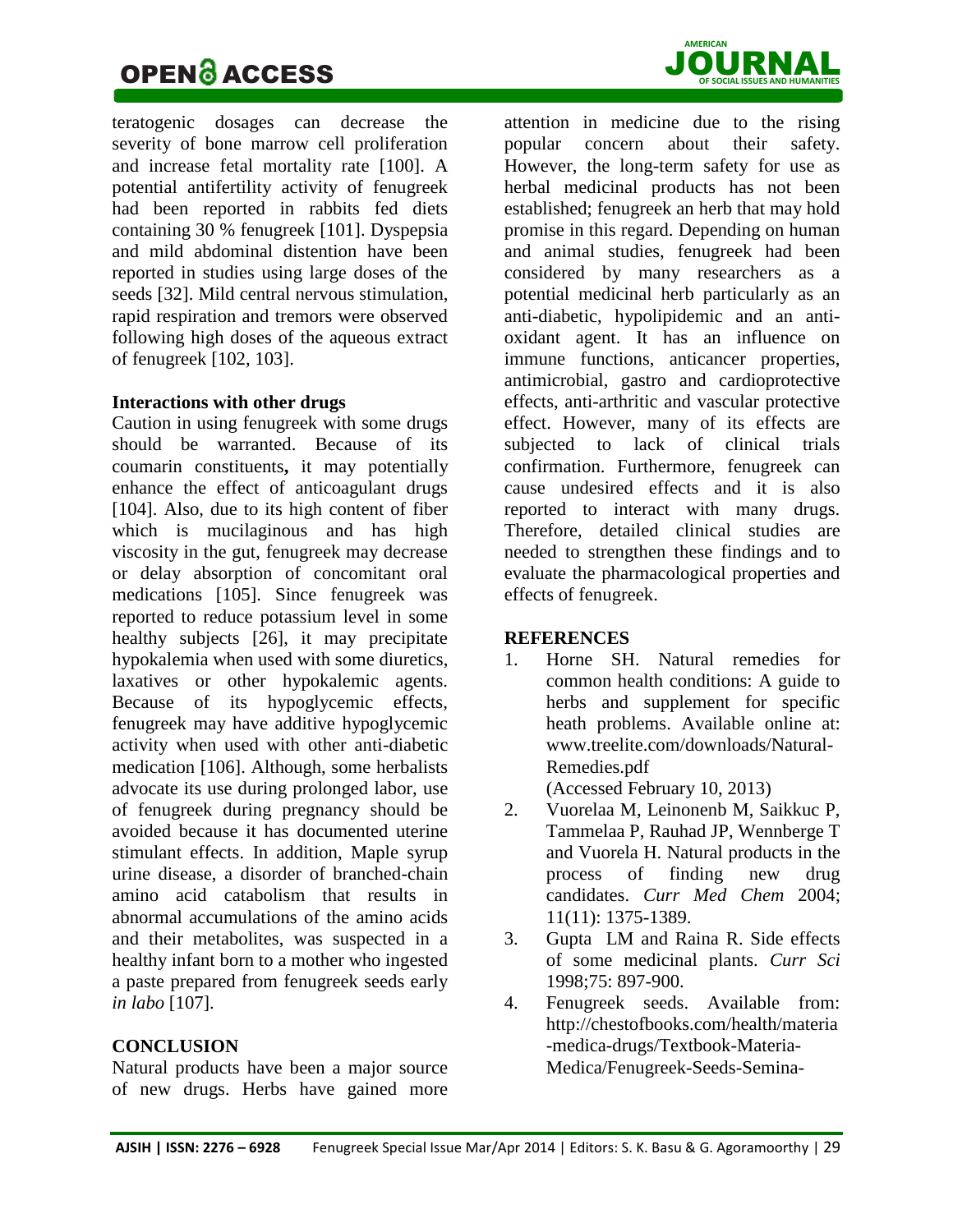teratogenic dosages can decrease the severity of bone marrow cell proliferation and increase fetal mortality rate [100]. A potential antifertility activity of fenugreek had been reported in rabbits fed diets containing 30 % fenugreek [101]. Dyspepsia and mild abdominal distention have been reported in studies using large doses of the seeds [32]. Mild central nervous stimulation, rapid respiration and tremors were observed following high doses of the aqueous extract of fenugreek [102, 103].

**Interactions with other drugs**

Caution in using fenugreek with some drugs should be warranted. Because of its coumarin constituents**,** it may potentially enhance the effect of anticoagulant drugs [104]. Also, due to its high content of fiber which is mucilaginous and has high viscosity in the gut, fenugreek may decrease or delay absorption of concomitant oral medications [105]. Since fenugreek was reported to reduce potassium level in some healthy subjects [26], it may precipitate hypokalemia when used with some diuretics, laxatives or other hypokalemic agents. Because of its hypoglycemic effects, fenugreek may have additive hypoglycemic activity when used with other anti-diabetic medication [106]. Although, some herbalists advocate its use during prolonged labor, use of fenugreek during pregnancy should be avoided because it has documented uterine stimulant effects. In addition, Maple syrup urine disease, a disorder of branched-chain amino acid catabolism that results in abnormal accumulations of the amino acids and their metabolites, was suspected in a healthy infant born to a mother who ingested a paste prepared from fenugreek seeds early *in labo* [107].

## CONCLUSION

Natural products have been a major source of new drugs. Herbs have gained more attention in medicine due to the rising popular concern about their safety. However, the long-term safety for use as herbal medicinal products has not been established; fenugreek an herb that may hold promise in this regard. Depending on human and animal studies, fenugreek had been considered by many researchers as a potential medicinal herb particularly as an anti-diabetic, hypolipidemic and an anti-oxidant agent. It has an influence on immune functions, anticancer properties, antimicrobial, gastro and cardioprotective effects, anti-arthritic and vascular protective effect. However, many of its effects are subjected to lack of clinical trials confirmation. Furthermore, fenugreek can cause undesired effects and it is also reported to interact with many drugs. Therefore, detailed clinical studies are needed to strengthen these findings and to evaluate the pharmacological properties and effects of fenugreek.

## REFERENCES

1. Horne SH. Natural remedies for common health conditions: A guide to herbs and supplement for specific heath problems. Available online at: www.treelite.com/downloads/Natural-Remedies.pdf (Accessed February 10, 2013)
2. Vuorelaa M, Leinonenb M, Saikkuc P, Tammelaa P, Rauhad JP, Wennberge T and Vuorela H. Natural products in the process of finding new drug candidates. *Curr Med Chem* 2004; 11(11): 1375-1389.
3. Gupta LM and Raina R. Side effects of some medicinal plants. *Curr Sci* 1998;75: 897-900.
4. Fenugreek seeds. Available from: http://chestofbooks.com/health/materia-medica-drugs/Textbook-Materia-Medica/Fenugreek-Seeds-Semina-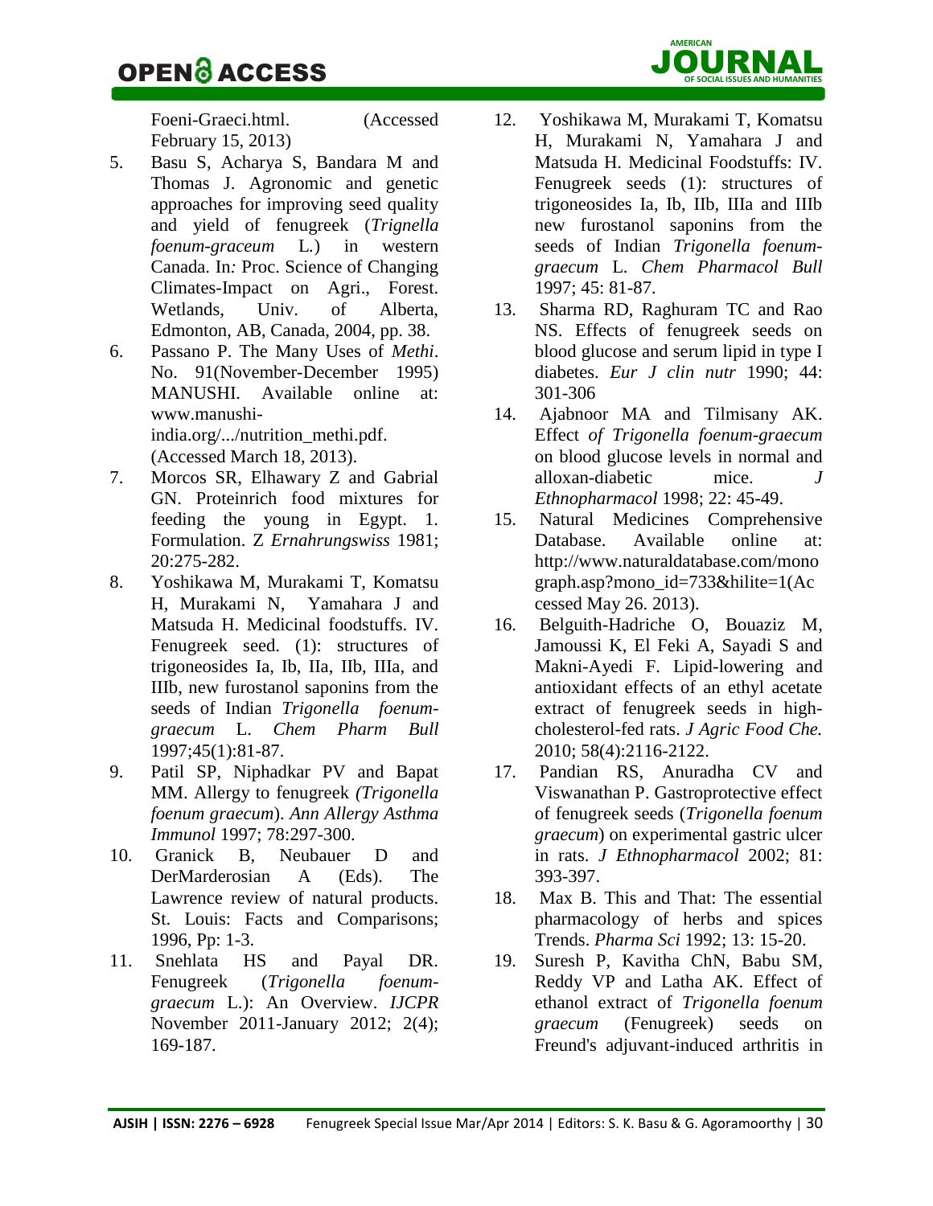Foeni-Graeci.html. (Accessed February 15, 2013)

5. Basu S, Acharya S, Bandara M and Thomas J. Agronomic and genetic approaches for improving seed quality and yield of fenugreek (*Trignella foenum-graceum* L.) in western Canada. In*:* Proc. Science of Changing Climates-Impact on Agri., Forest. Wetlands, Univ. of Alberta, Edmonton, AB, Canada, 2004, pp. 38.
6. Passano P. The Many Uses of *Methi*. No. 91(November-December 1995) MANUSHI. Available online at: www.manushi-india.org/.../nutrition_methi.pdf. (Accessed March 18, 2013).
7. Morcos SR, Elhawary Z and Gabrial GN. Proteinrich food mixtures for feeding the young in Egypt. 1. Formulation. Z *Ernahrungswiss* 1981; 20:275-282.
8. Yoshikawa M, Murakami T, Komatsu H, Murakami N, Yamahara J and Matsuda H. Medicinal foodstuffs. IV. Fenugreek seed. (1): structures of trigoneosides Ia, Ib, IIa, IIb, IIIa, and IIIb, new furostanol saponins from the seeds of Indian *Trigonella foenum-graecum* L. *Chem Pharm Bull* 1997;45(1):81-87.
9. Patil SP, Niphadkar PV and Bapat MM. Allergy to fenugreek *(Trigonella foenum graecum*). *Ann Allergy Asthma Immunol* 1997; 78:297-300.
10. Granick B, Neubauer D and DerMarderosian A (Eds). The Lawrence review of natural products. St. Louis: Facts and Comparisons; 1996, Pp: 1-3.
11. Snehlata HS and Payal DR. Fenugreek (*Trigonella foenum-graecum* L.): An Overview. *IJCPR* November 2011-January 2012; 2(4); 169-187.
12. Yoshikawa M, Murakami T, Komatsu H, Murakami N, Yamahara J and Matsuda H. Medicinal Foodstuffs: IV. Fenugreek seeds (1): structures of trigoneosides Ia, Ib, IIb, IIIa and IIIb new furostanol saponins from the seeds of Indian *Trigonella foenum-graecum* L. *Chem Pharmacol Bull* 1997; 45: 81-87.
13. Sharma RD, Raghuram TC and Rao NS. Effects of fenugreek seeds on blood glucose and serum lipid in type I diabetes. *Eur J clin nutr* 1990; 44: 301-306
14. Ajabnoor MA and Tilmisany AK. Effect *of Trigonella foenum-graecum* on blood glucose levels in normal and alloxan-diabetic mice. *J Ethnopharmacol* 1998; 22: 45-49.
15. Natural Medicines Comprehensive Database. Available online at: http://www.naturaldatabase.com/monograph.asp?mono_id=733&hilite=1(Accessed May 26. 2013).
16. Belguith-Hadriche O, Bouaziz M, Jamoussi K, El Feki A, Sayadi S and Makni-Ayedi F. Lipid-lowering and antioxidant effects of an ethyl acetate extract of fenugreek seeds in high-cholesterol-fed rats. *J Agric Food Che.* 2010; 58(4):2116-2122.
17. Pandian RS, Anuradha CV and Viswanathan P. Gastroprotective effect of fenugreek seeds (*Trigonella foenum graecum*) on experimental gastric ulcer in rats. *J Ethnopharmacol* 2002; 81: 393-397.
18. Max B. This and That: The essential pharmacology of herbs and spices Trends. *Pharma Sci* 1992; 13: 15-20.
19. Suresh P, Kavitha ChN, Babu SM, Reddy VP and Latha AK. Effect of ethanol extract of *Trigonella foenum graecum* (Fenugreek) seeds on Freund's adjuvant-induced arthritis in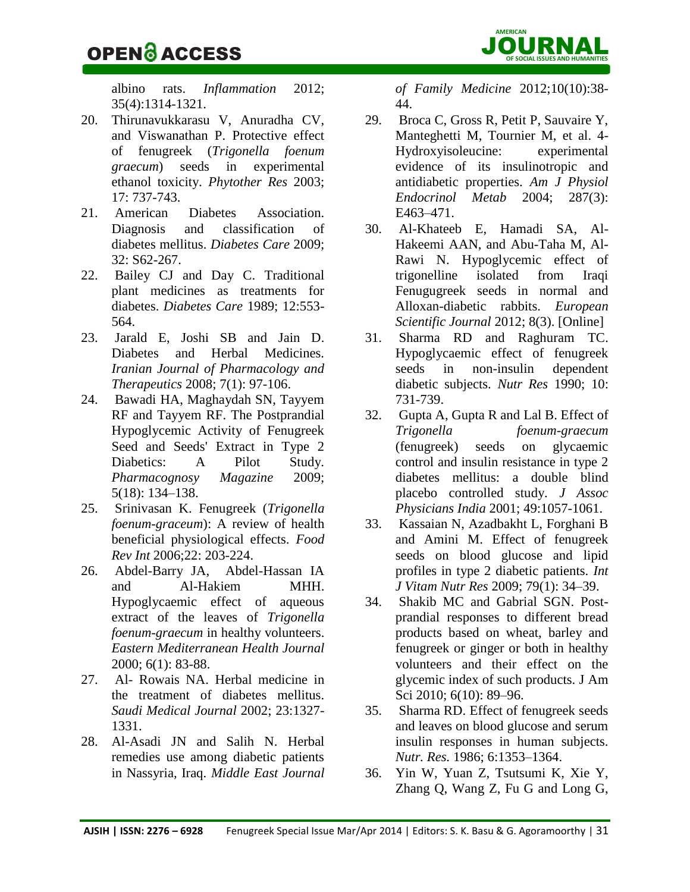albino rats. *Inflammation* 2012; 35(4):1314-1321.

20. Thirunavukkarasu V, Anuradha CV, and Viswanathan P. Protective effect of fenugreek (*Trigonella foenum graecum*) seeds in experimental ethanol toxicity. *Phytother Res* 2003; 17: 737-743.
21. American Diabetes Association. Diagnosis and classification of diabetes mellitus. *Diabetes Care* 2009; 32: S62-267.
22. Bailey CJ and Day C. Traditional plant medicines as treatments for diabetes. *Diabetes Care* 1989; 12:553-564.
23. Jarald E, Joshi SB and Jain D. Diabetes and Herbal Medicines. *Iranian Journal of Pharmacology and Therapeutics* 2008; 7(1): 97-106.
24. Bawadi HA, Maghaydah SN, Tayyem RF and Tayyem RF. The Postprandial Hypoglycemic Activity of Fenugreek Seed and Seeds' Extract in Type 2 Diabetics: A Pilot Study. *Pharmacognosy Magazine* 2009; 5(18): 134–138.
25. Srinivasan K. Fenugreek (*Trigonella foenum-graceum*): A review of health beneficial physiological effects. *Food Rev Int* 2006;22: 203-224.
26. Abdel-Barry JA, Abdel-Hassan IA and Al-Hakiem MHH. Hypoglycaemic effect of aqueous extract of the leaves of *Trigonella foenum-graecum* in healthy volunteers. *Eastern Mediterranean Health Journal* 2000; 6(1): 83-88.
27. Al- Rowais NA. Herbal medicine in the treatment of diabetes mellitus. *Saudi Medical Journal* 2002; 23:1327-1331.
28. Al-Asadi JN and Salih N. Herbal remedies use among diabetic patients in Nassyria, Iraq. *Middle East Journal of Family Medicine* 2012;10(10):38-44.
29. Broca C, Gross R, Petit P, Sauvaire Y, Manteghetti M, Tournier M, et al. 4-Hydroxyisoleucine: experimental evidence of its insulinotropic and antidiabetic properties. *Am J Physiol Endocrinol Metab* 2004; 287(3): E463–471.
30. Al-Khateeb E, Hamadi SA, Al-Hakeemi AAN, and Abu-Taha M, Al-Rawi N. Hypoglycemic effect of trigonelline isolated from Iraqi Fenugugreek seeds in normal and Alloxan-diabetic rabbits. *European Scientific Journal* 2012; 8(3). [Online]
31. Sharma RD and Raghuram TC. Hypoglycaemic effect of fenugreek seeds in non-insulin dependent diabetic subjects. *Nutr Res* 1990; 10: 731-739.
32. Gupta A, Gupta R and Lal B. Effect of *Trigonella foenum-graecum* (fenugreek) seeds on glycaemic control and insulin resistance in type 2 diabetes mellitus: a double blind placebo controlled study. *J Assoc Physicians India* 2001; 49:1057-1061.
33. Kassaian N, Azadbakht L, Forghani B and Amini M. Effect of fenugreek seeds on blood glucose and lipid profiles in type 2 diabetic patients. *Int J Vitam Nutr Res* 2009; 79(1): 34–39.
34. Shakib MC and Gabrial SGN. Post-prandial responses to different bread products based on wheat, barley and fenugreek or ginger or both in healthy volunteers and their effect on the glycemic index of such products. J Am Sci 2010; 6(10): 89–96.
35. Sharma RD. Effect of fenugreek seeds and leaves on blood glucose and serum insulin responses in human subjects. *Nutr. Res.* 1986; 6:1353–1364.
36. Yin W, Yuan Z, Tsutsumi K, Xie Y, Zhang Q, Wang Z, Fu G and Long G,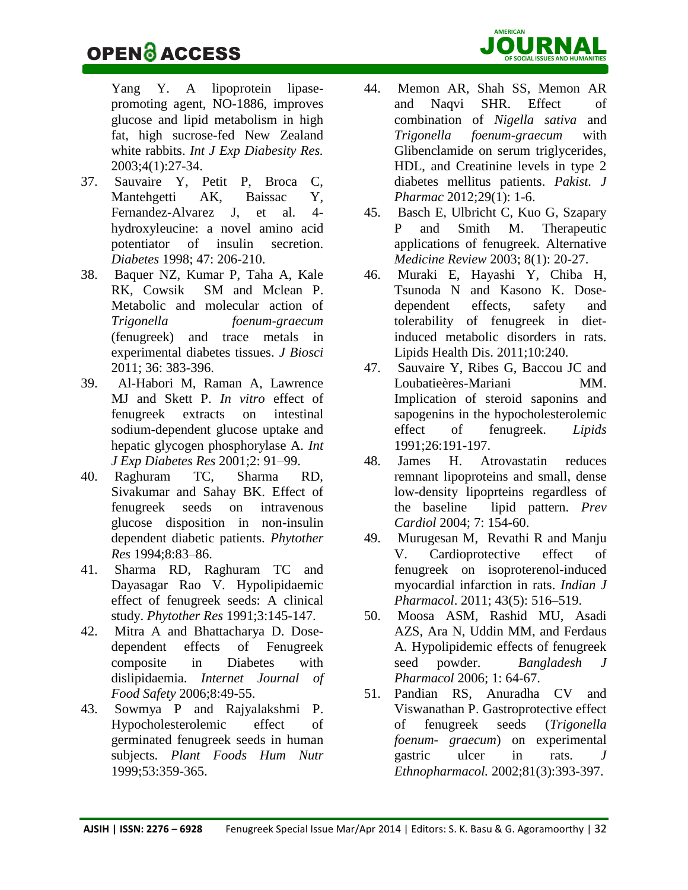Yang Y. A lipoprotein lipase-promoting agent, NO-1886, improves glucose and lipid metabolism in high fat, high sucrose-fed New Zealand white rabbits. *Int J Exp Diabesity Res.* 2003;4(1):27-34.

37. Sauvaire Y, Petit P, Broca C, Mantehgetti AK, Baissac Y, Fernandez-Alvarez J, et al. 4-hydroxyleucine: a novel amino acid potentiator of insulin secretion. *Diabetes* 1998; 47: 206-210.
38. Baquer NZ, Kumar P, Taha A, Kale RK, Cowsik SM and Mclean P. Metabolic and molecular action of *Trigonella foenum-graecum* (fenugreek) and trace metals in experimental diabetes tissues. *J Biosci* 2011; 36: 383-396.
39. Al-Habori M, Raman A, Lawrence MJ and Skett P. *In vitro* effect of fenugreek extracts on intestinal sodium-dependent glucose uptake and hepatic glycogen phosphorylase A. *Int J Exp Diabetes Res* 2001;2: 91–99.
40. Raghuram TC, Sharma RD, Sivakumar and Sahay BK. Effect of fenugreek seeds on intravenous glucose disposition in non-insulin dependent diabetic patients. *Phytother Res* 1994;8:83–86.
41. Sharma RD, Raghuram TC and Dayasagar Rao V. Hypolipidaemic effect of fenugreek seeds: A clinical study. *Phytother Res* 1991;3:145-147.
42. Mitra A and Bhattacharya D. Dose-dependent effects of Fenugreek composite in Diabetes with dislipidaemia. *Internet Journal of Food Safety* 2006;8:49-55.
43. Sowmya P and Rajyalakshmi P. Hypocholesterolemic effect of germinated fenugreek seeds in human subjects. *Plant Foods Hum Nutr* 1999;53:359-365.
44. Memon AR, Shah SS, Memon AR and Naqvi SHR. Effect of combination of *Nigella sativa* and *Trigonella foenum-graecum* with Glibenclamide on serum triglycerides, HDL, and Creatinine levels in type 2 diabetes mellitus patients. *Pakist. J Pharmac* 2012;29(1): 1-6.
45. Basch E, Ulbricht C, Kuo G, Szapary P and Smith M. Therapeutic applications of fenugreek. Alternative *Medicine Review* 2003; 8(1): 20-27.
46. Muraki E, Hayashi Y, Chiba H, Tsunoda N and Kasono K. Dose-dependent effects, safety and tolerability of fenugreek in diet-induced metabolic disorders in rats. Lipids Health Dis. 2011;10:240.
47. Sauvaire Y, Ribes G, Baccou JC and Loubatieères-Mariani MM. Implication of steroid saponins and sapogenins in the hypocholesterolemic effect of fenugreek. *Lipids* 1991;26:191-197.
48. James H. Atrovastatin reduces remnant lipoproteins and small, dense low-density lipoprteins regardless of the baseline lipid pattern. *Prev Cardiol* 2004; 7: 154-60.
49. Murugesan M, Revathi R and Manju V. Cardioprotective effect of fenugreek on isoproterenol-induced myocardial infarction in rats. *Indian J Pharmacol*. 2011; 43(5): 516–519.
50. Moosa ASM, Rashid MU, Asadi AZS, Ara N, Uddin MM, and Ferdaus A. Hypolipidemic effects of fenugreek seed powder. *Bangladesh J Pharmacol* 2006; 1: 64-67.
51. Pandian RS, Anuradha CV and Viswanathan P. Gastroprotective effect of fenugreek seeds (*Trigonella foenum- graecum*) on experimental gastric ulcer in rats. *J Ethnopharmacol.* 2002;81(3):393-397.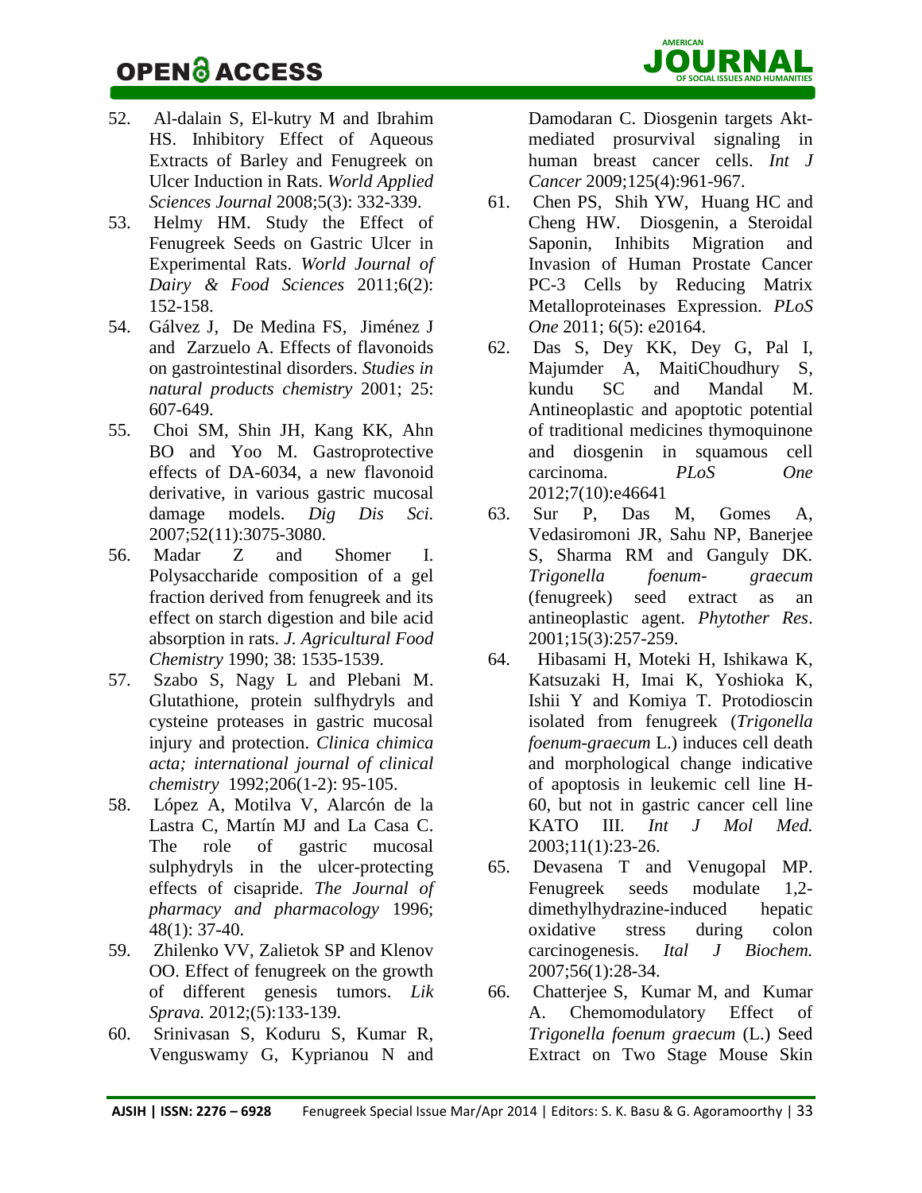52. Al-dalain S, El-kutry M and Ibrahim HS. Inhibitory Effect of Aqueous Extracts of Barley and Fenugreek on Ulcer Induction in Rats. *World Applied Sciences Journal* 2008;5(3): 332-339.
53. Helmy HM. Study the Effect of Fenugreek Seeds on Gastric Ulcer in Experimental Rats. *World Journal of Dairy & Food Sciences* 2011;6(2): 152-158.
54. Gálvez J, De Medina FS, Jiménez J and Zarzuelo A. Effects of flavonoids on gastrointestinal disorders. *Studies in natural products chemistry* 2001; 25: 607-649.
55. Choi SM, Shin JH, Kang KK, Ahn BO and Yoo M. Gastroprotective effects of DA-6034, a new flavonoid derivative, in various gastric mucosal damage models. *Dig Dis Sci.* 2007;52(11):3075-3080.
56. Madar Z and Shomer I. Polysaccharide composition of a gel fraction derived from fenugreek and its effect on starch digestion and bile acid absorption in rats. *J. Agricultural Food Chemistry* 1990; 38: 1535-1539.
57. Szabo S, Nagy L and Plebani M. Glutathione, protein sulfhydryls and cysteine proteases in gastric mucosal injury and protection. *Clinica chimica acta; international journal of clinical chemistry* 1992;206(1-2): 95-105.
58. López A, Motilva V, Alarcón de la Lastra C, Martín MJ and La Casa C. The role of gastric mucosal sulphydryls in the ulcer-protecting effects of cisapride. *The Journal of pharmacy and pharmacology* 1996; 48(1): 37-40.
59. Zhilenko VV, Zalietok SP and Klenov OO. Effect of fenugreek on the growth of different genesis tumors. *Lik Sprava.* 2012;(5):133-139.
60. Srinivasan S, Koduru S, Kumar R, Venguswamy G, Kyprianou N and Damodaran C. Diosgenin targets Akt-mediated prosurvival signaling in human breast cancer cells. *Int J Cancer* 2009;125(4):961-967.
61. Chen PS, Shih YW, Huang HC and Cheng HW. Diosgenin, a Steroidal Saponin, Inhibits Migration and Invasion of Human Prostate Cancer PC-3 Cells by Reducing Matrix Metalloproteinases Expression. *PLoS One* 2011; 6(5): e20164.
62. Das S, Dey KK, Dey G, Pal I, Majumder A, MaitiChoudhury S, kundu SC and Mandal M. Antineoplastic and apoptotic potential of traditional medicines thymoquinone and diosgenin in squamous cell carcinoma. *PLoS One* 2012;7(10):e46641
63. Sur P, Das M, Gomes A, Vedasiromoni JR, Sahu NP, Banerjee S, Sharma RM and Ganguly DK. *Trigonella foenum- graecum* (fenugreek) seed extract as an antineoplastic agent. *Phytother Res*. 2001;15(3):257-259.
64. Hibasami H, Moteki H, Ishikawa K, Katsuzaki H, Imai K, Yoshioka K, Ishii Y and Komiya T. Protodioscin isolated from fenugreek (*Trigonella foenum-graecum* L.) induces cell death and morphological change indicative of apoptosis in leukemic cell line H-60, but not in gastric cancer cell line KATO III. *Int J Mol Med.* 2003;11(1):23-26.
65. Devasena T and Venugopal MP. Fenugreek seeds modulate 1,2-dimethylhydrazine-induced hepatic oxidative stress during colon carcinogenesis. *Ital J Biochem.* 2007;56(1):28-34.
66. Chatterjee S, Kumar M, and Kumar A. Chemomodulatory Effect of *Trigonella foenum graecum* (L.) Seed Extract on Two Stage Mouse Skin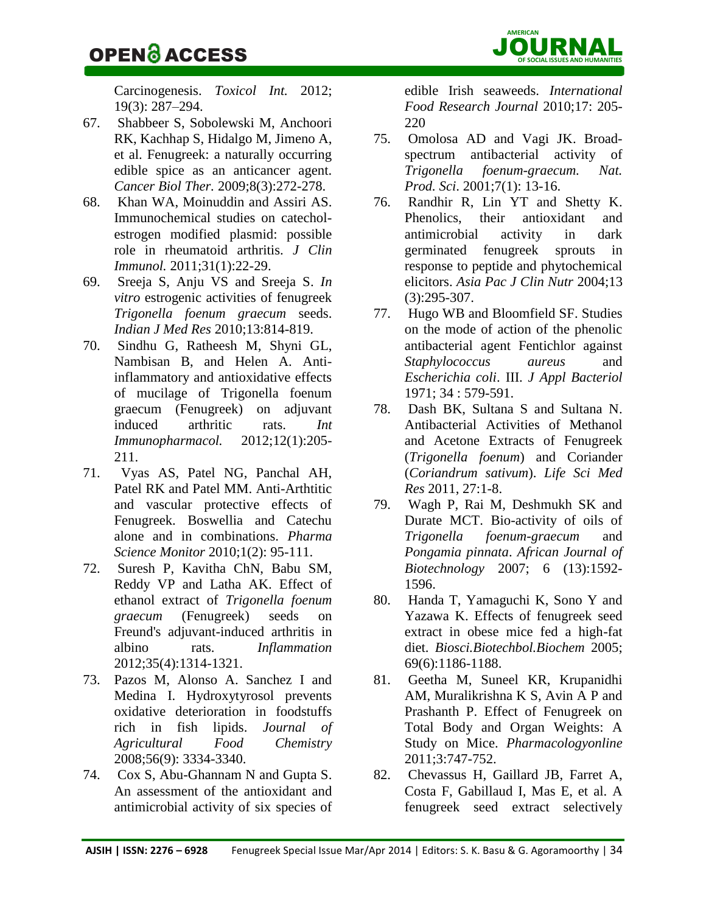Carcinogenesis. *Toxicol Int.* 2012; 19(3): 287–294.

67. Shabbeer S, Sobolewski M, Anchoori RK, Kachhap S, Hidalgo M, Jimeno A, et al. Fenugreek: a naturally occurring edible spice as an anticancer agent. *Cancer Biol Ther.* 2009;8(3):272-278.
68. Khan WA, Moinuddin and Assiri AS. Immunochemical studies on catechol-estrogen modified plasmid: possible role in rheumatoid arthritis. *J Clin Immunol.* 2011;31(1):22-29.
69. Sreeja S, Anju VS and Sreeja S. *In vitro* estrogenic activities of fenugreek *Trigonella foenum graecum* seeds. *Indian J Med Res* 2010;13:814-819.
70. Sindhu G, Ratheesh M, Shyni GL, Nambisan B, and Helen A. Anti-inflammatory and antioxidative effects of mucilage of Trigonella foenum graecum (Fenugreek) on adjuvant induced arthritic rats. *Int Immunopharmacol.* 2012;12(1):205-211.
71. Vyas AS, Patel NG, Panchal AH, Patel RK and Patel MM. Anti-Arthtitic and vascular protective effects of Fenugreek. Boswellia and Catechu alone and in combinations. *Pharma Science Monitor* 2010;1(2): 95-111.
72. Suresh P, Kavitha ChN, Babu SM, Reddy VP and Latha AK. Effect of ethanol extract of *Trigonella foenum graecum* (Fenugreek) seeds on Freund's adjuvant-induced arthritis in albino rats. *Inflammation* 2012;35(4):1314-1321.
73. Pazos M, Alonso A. Sanchez I and Medina I. Hydroxytyrosol prevents oxidative deterioration in foodstuffs rich in fish lipids. *Journal of Agricultural Food Chemistry* 2008;56(9): 3334-3340.
74. Cox S, Abu-Ghannam N and Gupta S. An assessment of the antioxidant and antimicrobial activity of six species of edible Irish seaweeds. *International Food Research Journal* 2010;17: 205-220
75. Omolosa AD and Vagi JK. Broad-spectrum antibacterial activity of *Trigonella foenum-graecum. Nat. Prod. Sci*. 2001;7(1): 13-16.
76. Randhir R, Lin YT and Shetty K. Phenolics, their antioxidant and antimicrobial activity in dark germinated fenugreek sprouts in response to peptide and phytochemical elicitors. *Asia Pac J Clin Nutr* 2004;13 (3):295-307.
77. Hugo WB and Bloomfield SF. Studies on the mode of action of the phenolic antibacterial agent Fentichlor against *Staphylococcus aureus* and *Escherichia coli*. III. *J Appl Bacteriol* 1971; 34 : 579-591.
78. Dash BK, Sultana S and Sultana N. Antibacterial Activities of Methanol and Acetone Extracts of Fenugreek (*Trigonella foenum*) and Coriander (*Coriandrum sativum*). *Life Sci Med Res* 2011, 27:1-8.
79. Wagh P, Rai M, Deshmukh SK and Durate MCT. Bio-activity of oils of *Trigonella foenum-graecum* and *Pongamia pinnata*. *African Journal of Biotechnology* 2007; 6 (13):1592-1596.
80. Handa T, Yamaguchi K, Sono Y and Yazawa K. Effects of fenugreek seed extract in obese mice fed a high-fat diet. *Biosci.Biotechbol.Biochem* 2005; 69(6):1186-1188.
81. Geetha M, Suneel KR, Krupanidhi AM, Muralikrishna K S, Avin A P and Prashanth P. Effect of Fenugreek on Total Body and Organ Weights: A Study on Mice. *Pharmacologyonline* 2011;3:747-752.
82. Chevassus H, Gaillard JB, Farret A, Costa F, Gabillaud I, Mas E, et al. A fenugreek seed extract selectively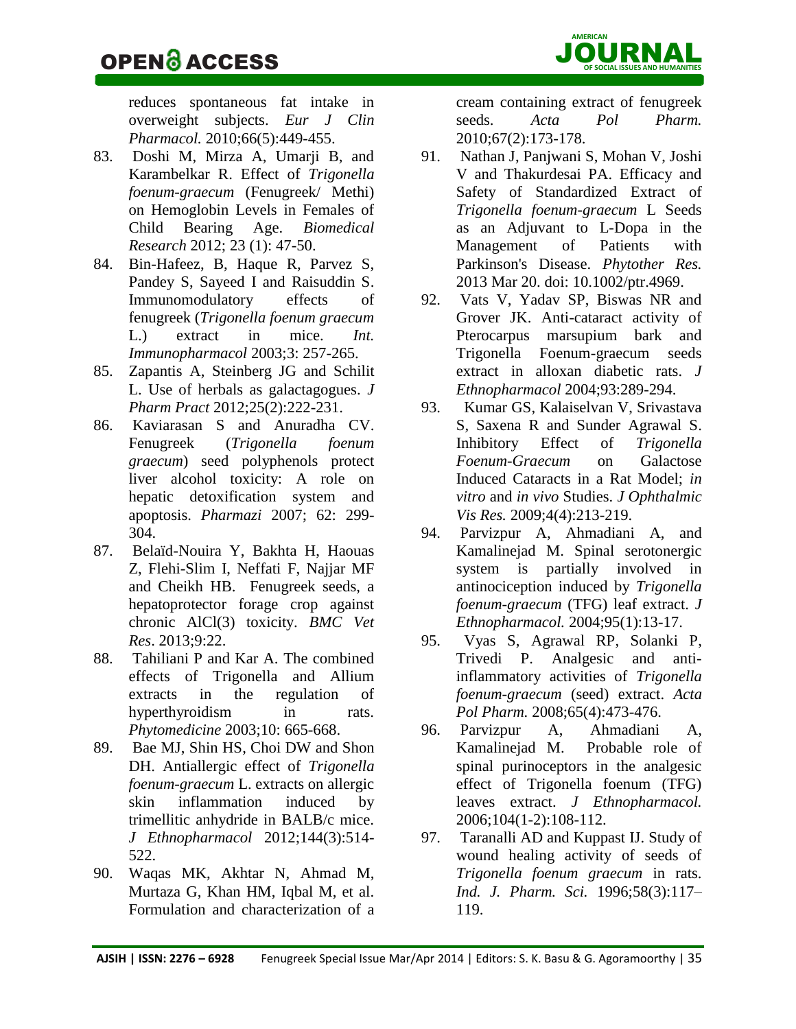reduces spontaneous fat intake in overweight subjects. *Eur J Clin Pharmacol.* 2010;66(5):449-455.

83. Doshi M, Mirza A, Umarji B, and Karambelkar R. Effect of *Trigonella foenum-graecum* (Fenugreek/ Methi) on Hemoglobin Levels in Females of Child Bearing Age. *Biomedical Research* 2012; 23 (1): 47-50.
84. Bin-Hafeez, B, Haque R, Parvez S, Pandey S, Sayeed I and Raisuddin S. Immunomodulatory effects of fenugreek (*Trigonella foenum graecum* L.) extract in mice. *Int. Immunopharmacol* 2003;3: 257-265.
85. Zapantis A, Steinberg JG and Schilit L. Use of herbals as galactagogues. *J Pharm Pract* 2012;25(2):222-231.
86. Kaviarasan S and Anuradha CV. Fenugreek (*Trigonella foenum graecum*) seed polyphenols protect liver alcohol toxicity: A role on hepatic detoxification system and apoptosis. *Pharmazi* 2007; 62: 299-304.
87. Belaïd-Nouira Y, Bakhta H, Haouas Z, Flehi-Slim I, Neffati F, Najjar MF and Cheikh HB. Fenugreek seeds, a hepatoprotector forage crop against chronic AlCl(3) toxicity. *BMC Vet Res*. 2013;9:22.
88. Tahiliani P and Kar A. The combined effects of Trigonella and Allium extracts in the regulation of hyperthyroidism in rats. *Phytomedicine* 2003;10: 665-668.
89. Bae MJ, Shin HS, Choi DW and Shon DH. Antiallergic effect of *Trigonella foenum-graecum* L. extracts on allergic skin inflammation induced by trimellitic anhydride in BALB/c mice. *J Ethnopharmacol* 2012;144(3):514-522.
90. Waqas MK, Akhtar N, Ahmad M, Murtaza G, Khan HM, Iqbal M, et al. Formulation and characterization of a cream containing extract of fenugreek seeds. *Acta Pol Pharm.* 2010;67(2):173-178.
91. Nathan J, Panjwani S, Mohan V, Joshi V and Thakurdesai PA. Efficacy and Safety of Standardized Extract of *Trigonella foenum-graecum* L Seeds as an Adjuvant to L-Dopa in the Management of Patients with Parkinson's Disease. *Phytother Res.* 2013 Mar 20. doi: 10.1002/ptr.4969.
92. Vats V, Yadav SP, Biswas NR and Grover JK. Anti-cataract activity of Pterocarpus marsupium bark and Trigonella Foenum-graecum seeds extract in alloxan diabetic rats. *J Ethnopharmacol* 2004;93:289-294.
93. Kumar GS, Kalaiselvan V, Srivastava S, Saxena R and Sunder Agrawal S. Inhibitory Effect of *Trigonella Foenum-Graecum* on Galactose Induced Cataracts in a Rat Model; *in vitro* and *in vivo* Studies. *J Ophthalmic Vis Res.* 2009;4(4):213-219.
94. Parvizpur A, Ahmadiani A, and Kamalinejad M. Spinal serotonergic system is partially involved in antinociception induced by *Trigonella foenum-graecum* (TFG) leaf extract. *J Ethnopharmacol.* 2004;95(1):13-17.
95. Vyas S, Agrawal RP, Solanki P, Trivedi P. Analgesic and anti-inflammatory activities of *Trigonella foenum-graecum* (seed) extract. *Acta Pol Pharm.* 2008;65(4):473-476.
96. Parvizpur A, Ahmadiani A, Kamalinejad M. Probable role of spinal purinoceptors in the analgesic effect of Trigonella foenum (TFG) leaves extract. *J Ethnopharmacol.* 2006;104(1-2):108-112.
97. Taranalli AD and Kuppast IJ. Study of wound healing activity of seeds of *Trigonella foenum graecum* in rats. *Ind. J. Pharm. Sci.* 1996;58(3):117–119.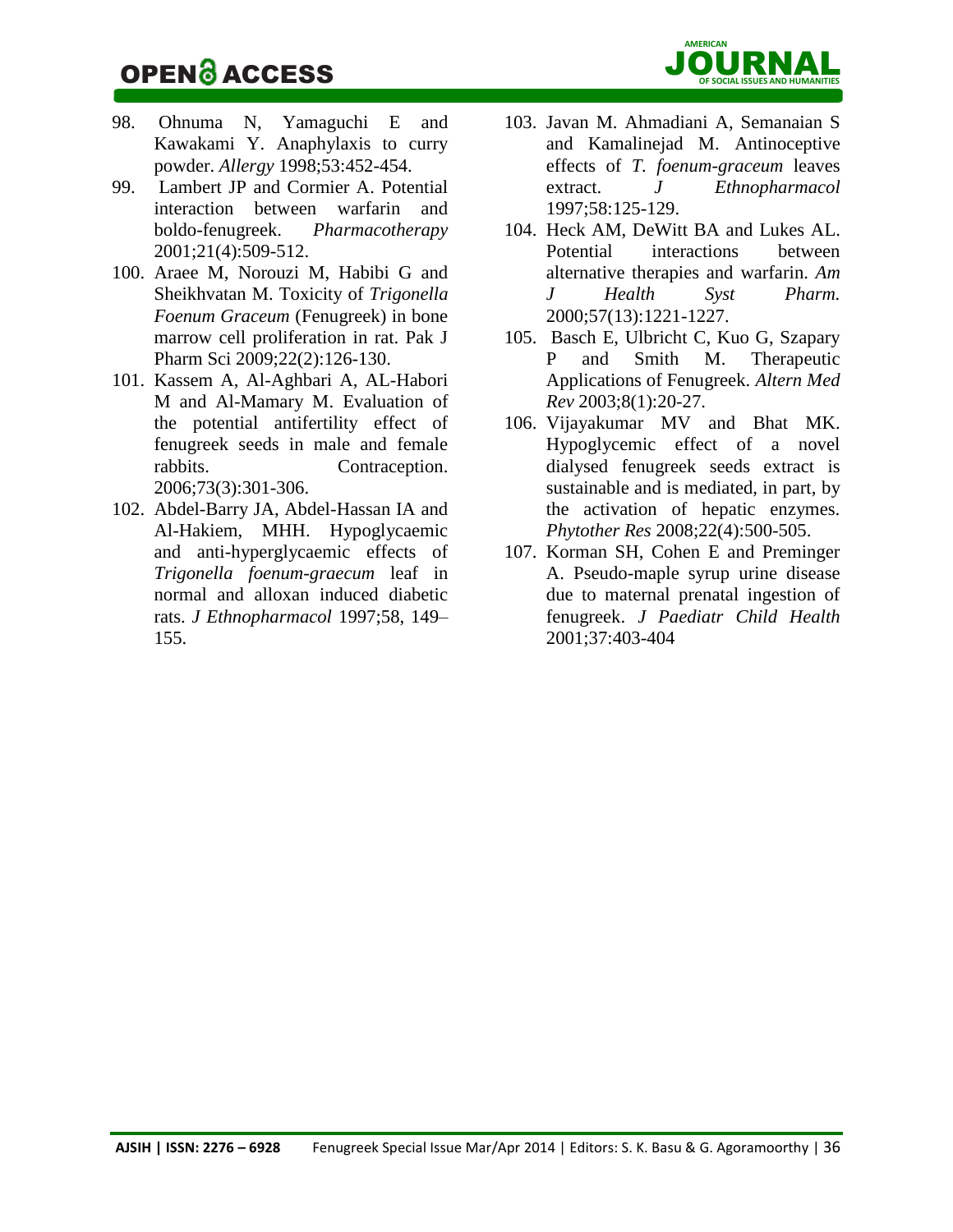98. Ohnuma N, Yamaguchi E and Kawakami Y. Anaphylaxis to curry powder. *Allergy* 1998;53:452-454.
99. Lambert JP and Cormier A. Potential interaction between warfarin and boldo-fenugreek. *Pharmacotherapy* 2001;21(4):509-512.
100. Araee M, Norouzi M, Habibi G and Sheikhvatan M. Toxicity of *Trigonella Foenum Graceum* (Fenugreek) in bone marrow cell proliferation in rat. Pak J Pharm Sci 2009;22(2):126-130.
101. Kassem A, Al-Aghbari A, AL-Habori M and Al-Mamary M. Evaluation of the potential antifertility effect of fenugreek seeds in male and female rabbits. Contraception. 2006;73(3):301-306.
102. Abdel-Barry JA, Abdel-Hassan IA and Al-Hakiem, MHH. Hypoglycaemic and anti-hyperglycaemic effects of *Trigonella foenum-graecum* leaf in normal and alloxan induced diabetic rats. *J Ethnopharmacol* 1997;58, 149–155.
103. Javan M. Ahmadiani A, Semanaian S and Kamalinejad M. Antinoceptive effects of *T. foenum-graceum* leaves extract. *J Ethnopharmacol* 1997;58:125-129.
104. Heck AM, DeWitt BA and Lukes AL. Potential interactions between alternative therapies and warfarin. *Am J Health Syst Pharm.* 2000;57(13):1221-1227.
105. Basch E, Ulbricht C, Kuo G, Szapary P and Smith M. Therapeutic Applications of Fenugreek. *Altern Med Rev* 2003;8(1):20-27.
106. Vijayakumar MV and Bhat MK. Hypoglycemic effect of a novel dialysed fenugreek seeds extract is sustainable and is mediated, in part, by the activation of hepatic enzymes. *Phytother Res* 2008;22(4):500-505.
107. Korman SH, Cohen E and Preminger A. Pseudo-maple syrup urine disease due to maternal prenatal ingestion of fenugreek. *J Paediatr Child Health* 2001;37:403-404